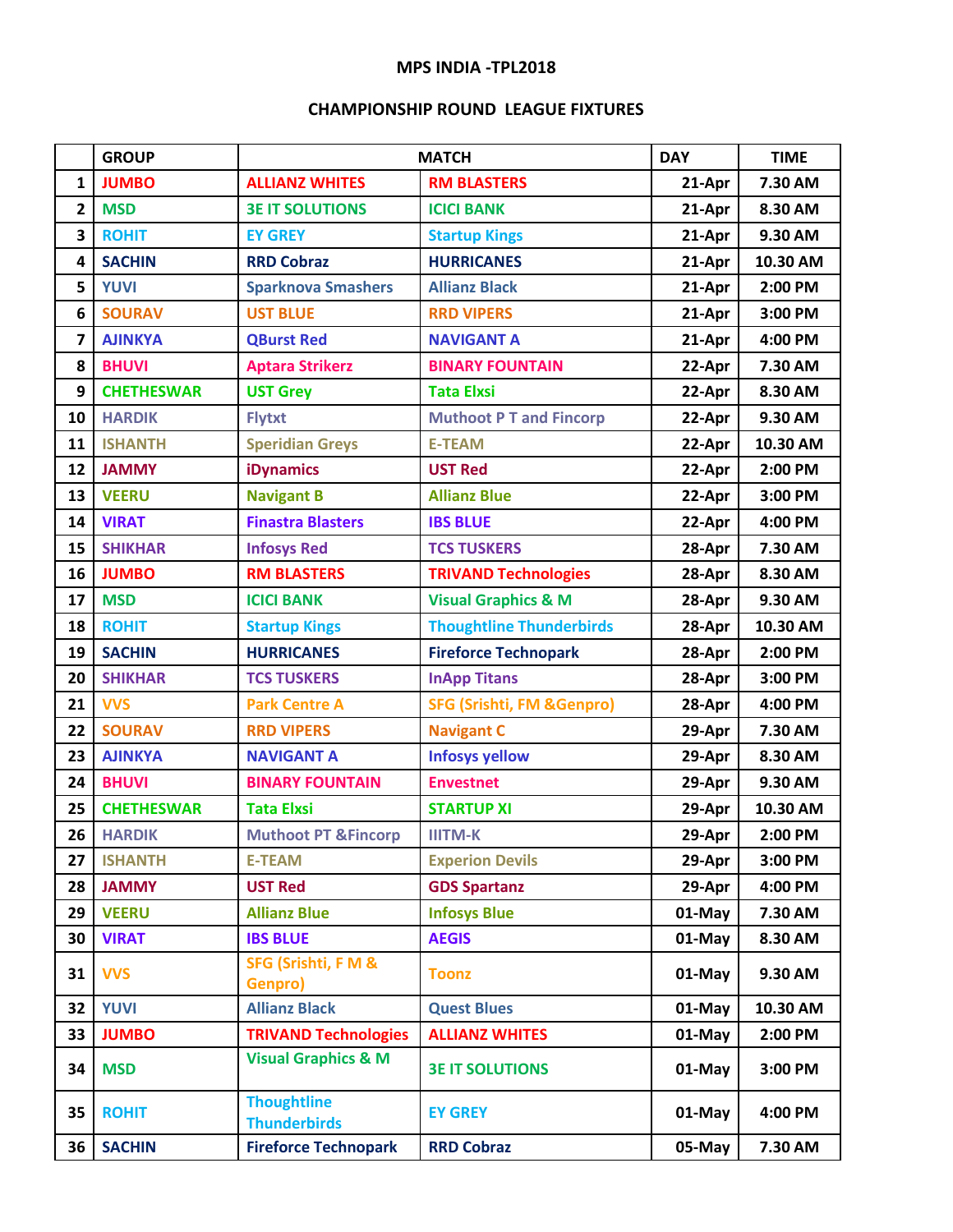# MPS INDIA -TPL2018

## CHAMPIONSHIP ROUND LEAGUE FIXTURES

| | GROUP | MATCH | | DAY | TIME |
|---|---|---|---|---|---|
| 1 | JUMBO | ALLIANZ WHITES | RM BLASTERS | 21-Apr | 7.30 AM |
| 2 | MSD | 3E IT SOLUTIONS | ICICI BANK | 21-Apr | 8.30 AM |
| 3 | ROHIT | EY GREY | Startup Kings | 21-Apr | 9.30 AM |
| 4 | SACHIN | RRD Cobraz | HURRICANES | 21-Apr | 10.30 AM |
| 5 | YUVI | Sparknova Smashers | Allianz Black | 21-Apr | 2:00 PM |
| 6 | SOURAV | UST BLUE | RRD VIPERS | 21-Apr | 3:00 PM |
| 7 | AJINKYA | QBurst Red | NAVIGANT A | 21-Apr | 4:00 PM |
| 8 | BHUVI | Aptara Strikerz | BINARY FOUNTAIN | 22-Apr | 7.30 AM |
| 9 | CHETHESWAR | UST Grey | Tata Elxsi | 22-Apr | 8.30 AM |
| 10 | HARDIK | Flytxt | Muthoot P T and Fincorp | 22-Apr | 9.30 AM |
| 11 | ISHANTH | Speridian Greys | E-TEAM | 22-Apr | 10.30 AM |
| 12 | JAMMY | iDynamics | UST Red | 22-Apr | 2:00 PM |
| 13 | VEERU | Navigant B | Allianz Blue | 22-Apr | 3:00 PM |
| 14 | VIRAT | Finastra Blasters | IBS BLUE | 22-Apr | 4:00 PM |
| 15 | SHIKHAR | Infosys Red | TCS TUSKERS | 28-Apr | 7.30 AM |
| 16 | JUMBO | RM BLASTERS | TRIVAND Technologies | 28-Apr | 8.30 AM |
| 17 | MSD | ICICI BANK | Visual Graphics & M | 28-Apr | 9.30 AM |
| 18 | ROHIT | Startup Kings | Thoughtline Thunderbirds | 28-Apr | 10.30 AM |
| 19 | SACHIN | HURRICANES | Fireforce Technopark | 28-Apr | 2:00 PM |
| 20 | SHIKHAR | TCS TUSKERS | InApp Titans | 28-Apr | 3:00 PM |
| 21 | VVS | Park Centre A | SFG (Srishti, FM &Genpro) | 28-Apr | 4:00 PM |
| 22 | SOURAV | RRD VIPERS | Navigant C | 29-Apr | 7.30 AM |
| 23 | AJINKYA | NAVIGANT A | Infosys yellow | 29-Apr | 8.30 AM |
| 24 | BHUVI | BINARY FOUNTAIN | Envestnet | 29-Apr | 9.30 AM |
| 25 | CHETHESWAR | Tata Elxsi | STARTUP XI | 29-Apr | 10.30 AM |
| 26 | HARDIK | Muthoot PT &Fincorp | IIITM-K | 29-Apr | 2:00 PM |
| 27 | ISHANTH | E-TEAM | Experion Devils | 29-Apr | 3:00 PM |
| 28 | JAMMY | UST Red | GDS Spartanz | 29-Apr | 4:00 PM |
| 29 | VEERU | Allianz Blue | Infosys Blue | 01-May | 7.30 AM |
| 30 | VIRAT | IBS BLUE | AEGIS | 01-May | 8.30 AM |
| 31 | VVS | SFG (Srishti, F M & Genpro) | Toonz | 01-May | 9.30 AM |
| 32 | YUVI | Allianz Black | Quest Blues | 01-May | 10.30 AM |
| 33 | JUMBO | TRIVAND Technologies | ALLIANZ WHITES | 01-May | 2:00 PM |
| 34 | MSD | Visual Graphics & M | 3E IT SOLUTIONS | 01-May | 3:00 PM |
| 35 | ROHIT | Thoughtline Thunderbirds | EY GREY | 01-May | 4:00 PM |
| 36 | SACHIN | Fireforce Technopark | RRD Cobraz | 05-May | 7.30 AM |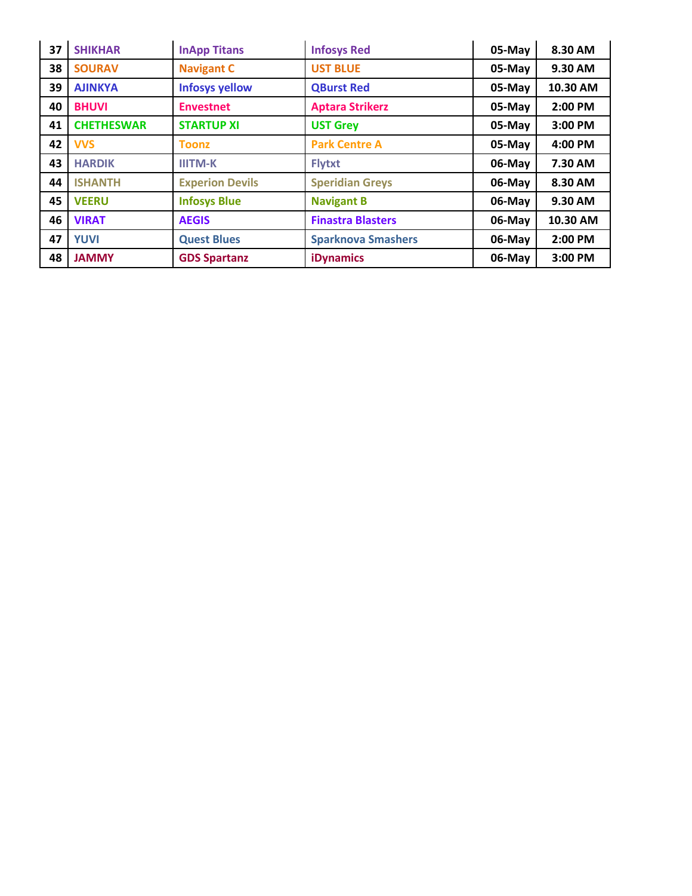| | | | | | |
|---|---|---|---|---|---|
| 37 | SHIKHAR | InApp Titans | Infosys Red | 05-May | 8.30 AM |
| 38 | SOURAV | Navigant C | UST BLUE | 05-May | 9.30 AM |
| 39 | AJINKYA | Infosys yellow | QBurst Red | 05-May | 10.30 AM |
| 40 | BHUVI | Envestnet | Aptara Strikerz | 05-May | 2:00 PM |
| 41 | CHETHESWAR | STARTUP XI | UST Grey | 05-May | 3:00 PM |
| 42 | VVS | Toonz | Park Centre A | 05-May | 4:00 PM |
| 43 | HARDIK | IIITM-K | Flytxt | 06-May | 7.30 AM |
| 44 | ISHANTH | Experion Devils | Speridian Greys | 06-May | 8.30 AM |
| 45 | VEERU | Infosys Blue | Navigant B | 06-May | 9.30 AM |
| 46 | VIRAT | AEGIS | Finastra Blasters | 06-May | 10.30 AM |
| 47 | YUVI | Quest Blues | Sparknova Smashers | 06-May | 2:00 PM |
| 48 | JAMMY | GDS Spartanz | iDynamics | 06-May | 3:00 PM |